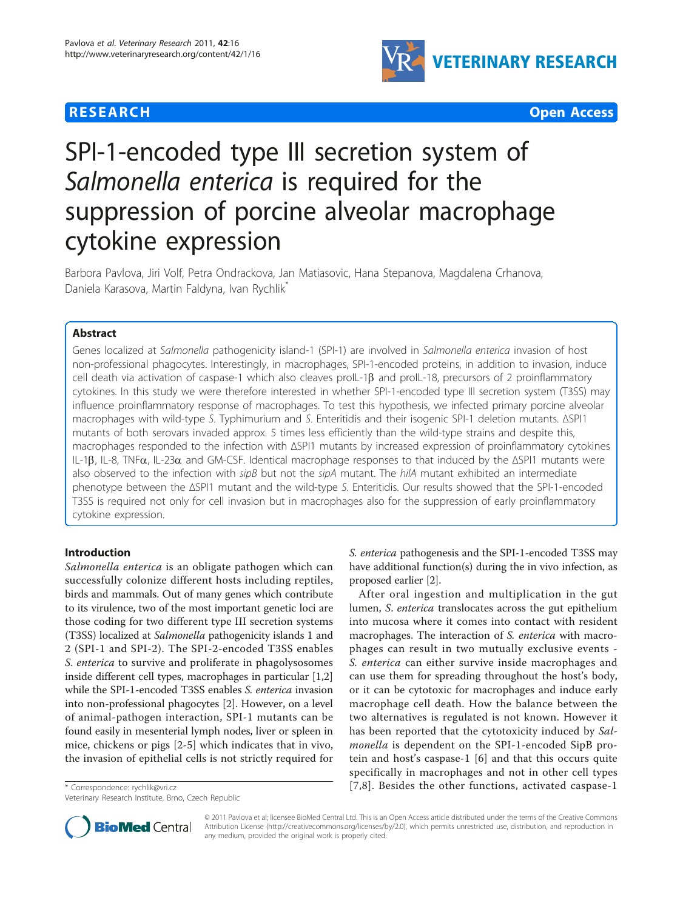# SPI-1-encoded type III secretion system of *Salmonella enterica* is required for the suppression of porcine alveolar macrophage cytokine expression

Barbora Pavlova, Jiri Volf, Petra Ondrackova, Jan Matiasovic, Hana Stepanova, Magdalena Crhanova, Daniela Karasova, Martin Faldyna, Ivan Rychlik*

## Abstract

Genes localized at *Salmonella* pathogenicity island-1 (SPI-1) are involved in *Salmonella enterica* invasion of host non-professional phagocytes. Interestingly, in macrophages, SPI-1-encoded proteins, in addition to invasion, induce cell death via activation of caspase-1 which also cleaves proIL-1β and proIL-18, precursors of 2 proinflammatory cytokines. In this study we were therefore interested in whether SPI-1-encoded type III secretion system (T3SS) may influence proinflammatory response of macrophages. To test this hypothesis, we infected primary porcine alveolar macrophages with wild-type *S.* Typhimurium and *S.* Enteritidis and their isogenic SPI-1 deletion mutants. ΔSPI1 mutants of both serovars invaded approx. 5 times less efficiently than the wild-type strains and despite this, macrophages responded to the infection with ΔSPI1 mutants by increased expression of proinflammatory cytokines IL-1β, IL-8, TNFα, IL-23α and GM-CSF. Identical macrophage responses to that induced by the ΔSPI1 mutants were also observed to the infection with *sipB* but not the *sipA* mutant. The *hilA* mutant exhibited an intermediate phenotype between the ΔSPI1 mutant and the wild-type *S.* Enteritidis. Our results showed that the SPI-1-encoded T3SS is required not only for cell invasion but in macrophages also for the suppression of early proinflammatory cytokine expression.

## Introduction

*Salmonella enterica* is an obligate pathogen which can successfully colonize different hosts including reptiles, birds and mammals. Out of many genes which contribute to its virulence, two of the most important genetic loci are those coding for two different type III secretion systems (T3SS) localized at *Salmonella* pathogenicity islands 1 and 2 (SPI-1 and SPI-2). The SPI-2-encoded T3SS enables *S. enterica* to survive and proliferate in phagolysosomes inside different cell types, macrophages in particular [1,2] while the SPI-1-encoded T3SS enables *S. enterica* invasion into non-professional phagocytes [2]. However, on a level of animal-pathogen interaction, SPI-1 mutants can be found easily in mesenterial lymph nodes, liver or spleen in mice, chickens or pigs [2-5] which indicates that in vivo, the invasion of epithelial cells is not strictly required for *S. enterica* pathogenesis and the SPI-1-encoded T3SS may have additional function(s) during the in vivo infection, as proposed earlier [2].

After oral ingestion and multiplication in the gut lumen, *S. enterica* translocates across the gut epithelium into mucosa where it comes into contact with resident macrophages. The interaction of *S. enterica* with macrophages can result in two mutually exclusive events - *S. enterica* can either survive inside macrophages and can use them for spreading throughout the host's body, or it can be cytotoxic for macrophages and induce early macrophage cell death. How the balance between the two alternatives is regulated is not known. However it has been reported that the cytotoxicity induced by *Salmonella* is dependent on the SPI-1-encoded SipB protein and host's caspase-1 [6] and that this occurs quite specifically in macrophages and not in other cell types [7,8]. Besides the other functions, activated caspase-1

\* Correspondence: rychlik@vri.cz
Veterinary Research Institute, Brno, Czech Republic

© 2011 Pavlova et al; licensee BioMed Central Ltd. This is an Open Access article distributed under the terms of the Creative Commons Attribution License (http://creativecommons.org/licenses/by/2.0), which permits unrestricted use, distribution, and reproduction in any medium, provided the original work is properly cited.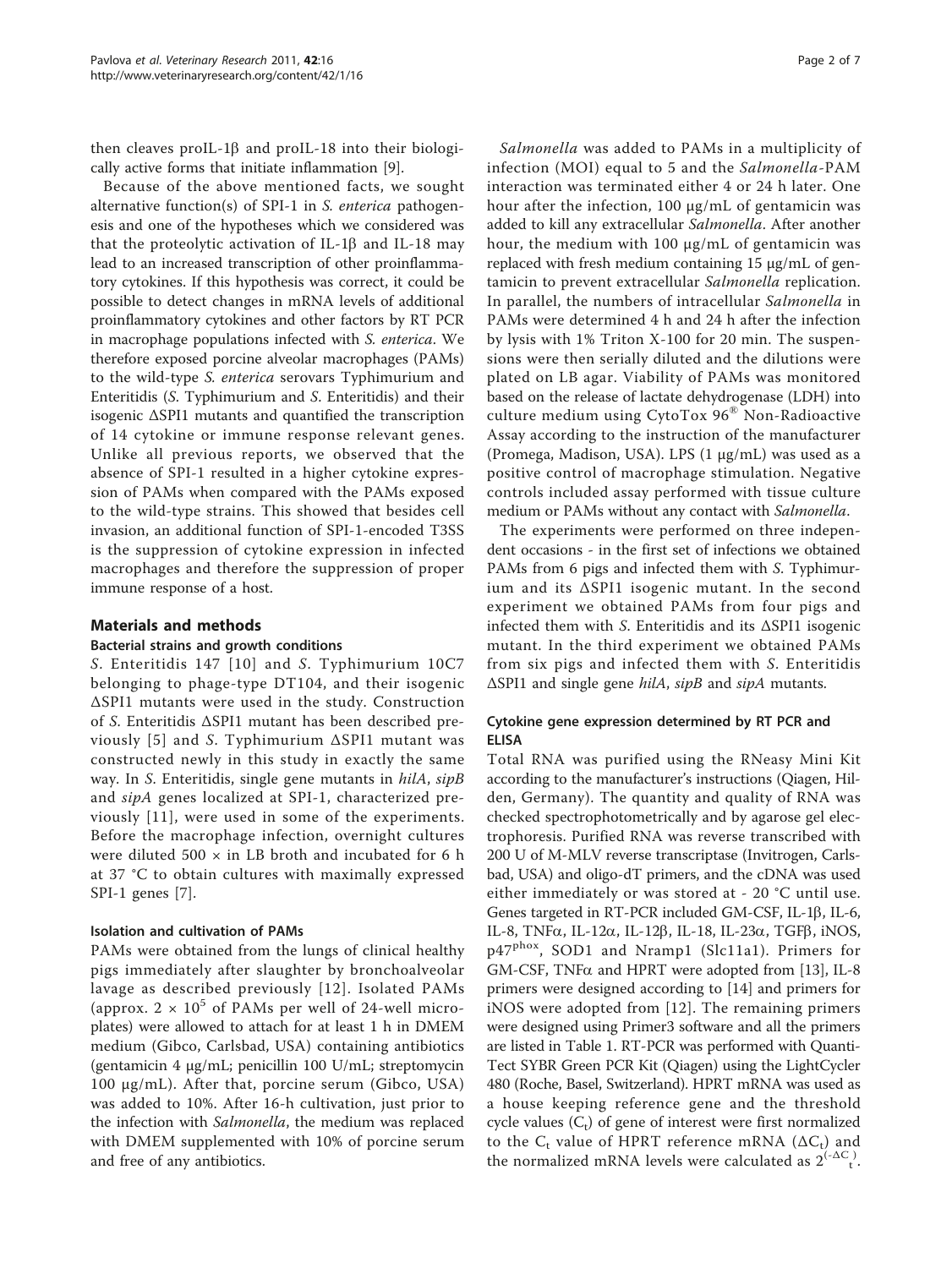then cleaves proIL-1β and proIL-18 into their biologically active forms that initiate inflammation [9].

Because of the above mentioned facts, we sought alternative function(s) of SPI-1 in *S. enterica* pathogenesis and one of the hypotheses which we considered was that the proteolytic activation of IL-1β and IL-18 may lead to an increased transcription of other proinflammatory cytokines. If this hypothesis was correct, it could be possible to detect changes in mRNA levels of additional proinflammatory cytokines and other factors by RT PCR in macrophage populations infected with *S. enterica*. We therefore exposed porcine alveolar macrophages (PAMs) to the wild-type *S. enterica* serovars Typhimurium and Enteritidis (*S.* Typhimurium and *S.* Enteritidis) and their isogenic ΔSPI1 mutants and quantified the transcription of 14 cytokine or immune response relevant genes. Unlike all previous reports, we observed that the absence of SPI-1 resulted in a higher cytokine expression of PAMs when compared with the PAMs exposed to the wild-type strains. This showed that besides cell invasion, an additional function of SPI-1-encoded T3SS is the suppression of cytokine expression in infected macrophages and therefore the suppression of proper immune response of a host.

## Materials and methods

### Bacterial strains and growth conditions

*S.* Enteritidis 147 [10] and *S.* Typhimurium 10C7 belonging to phage-type DT104, and their isogenic ΔSPI1 mutants were used in the study. Construction of *S.* Enteritidis ΔSPI1 mutant has been described previously [5] and *S.* Typhimurium ΔSPI1 mutant was constructed newly in this study in exactly the same way. In *S.* Enteritidis, single gene mutants in *hilA*, *sipB* and *sipA* genes localized at SPI-1, characterized previously [11], were used in some of the experiments. Before the macrophage infection, overnight cultures were diluted 500 × in LB broth and incubated for 6 h at 37 °C to obtain cultures with maximally expressed SPI-1 genes [7].

### Isolation and cultivation of PAMs

PAMs were obtained from the lungs of clinical healthy pigs immediately after slaughter by bronchoalveolar lavage as described previously [12]. Isolated PAMs (approx. $2 \times 10^5$ of PAMs per well of 24-well microplates) were allowed to attach for at least 1 h in DMEM medium (Gibco, Carlsbad, USA) containing antibiotics (gentamicin 4 μg/mL; penicillin 100 U/mL; streptomycin 100 μg/mL). After that, porcine serum (Gibco, USA) was added to 10%. After 16-h cultivation, just prior to the infection with *Salmonella*, the medium was replaced with DMEM supplemented with 10% of porcine serum and free of any antibiotics.

*Salmonella* was added to PAMs in a multiplicity of infection (MOI) equal to 5 and the *Salmonella*-PAM interaction was terminated either 4 or 24 h later. One hour after the infection, 100 μg/mL of gentamicin was added to kill any extracellular *Salmonella*. After another hour, the medium with 100 μg/mL of gentamicin was replaced with fresh medium containing 15 μg/mL of gentamicin to prevent extracellular *Salmonella* replication. In parallel, the numbers of intracellular *Salmonella* in PAMs were determined 4 h and 24 h after the infection by lysis with 1% Triton X-100 for 20 min. The suspensions were then serially diluted and the dilutions were plated on LB agar. Viability of PAMs was monitored based on the release of lactate dehydrogenase (LDH) into culture medium using CytoTox 96® Non-Radioactive Assay according to the instruction of the manufacturer (Promega, Madison, USA). LPS (1 μg/mL) was used as a positive control of macrophage stimulation. Negative controls included assay performed with tissue culture medium or PAMs without any contact with *Salmonella*.

The experiments were performed on three independent occasions - in the first set of infections we obtained PAMs from 6 pigs and infected them with *S.* Typhimurium and its ΔSPI1 isogenic mutant. In the second experiment we obtained PAMs from four pigs and infected them with *S.* Enteritidis and its ΔSPI1 isogenic mutant. In the third experiment we obtained PAMs from six pigs and infected them with *S.* Enteritidis ΔSPI1 and single gene *hilA*, *sipB* and *sipA* mutants.

### Cytokine gene expression determined by RT PCR and ELISA

Total RNA was purified using the RNeasy Mini Kit according to the manufacturer's instructions (Qiagen, Hilden, Germany). The quantity and quality of RNA was checked spectrophotometrically and by agarose gel electrophoresis. Purified RNA was reverse transcribed with 200 U of M-MLV reverse transcriptase (Invitrogen, Carlsbad, USA) and oligo-dT primers, and the cDNA was used either immediately or was stored at - 20 °C until use. Genes targeted in RT-PCR included GM-CSF, IL-1β, IL-6, IL-8, TNFα, IL-12α, IL-12β, IL-18, IL-23α, TGFβ, iNOS, p47$^{phox}$, SOD1 and Nramp1 (Slc11a1). Primers for GM-CSF, TNFα and HPRT were adopted from [13], IL-8 primers were designed according to [14] and primers for iNOS were adopted from [12]. The remaining primers were designed using Primer3 software and all the primers are listed in Table 1. RT-PCR was performed with QuantiTect SYBR Green PCR Kit (Qiagen) using the LightCycler 480 (Roche, Basel, Switzerland). HPRT mRNA was used as a house keeping reference gene and the threshold cycle values ($C_t$) of gene of interest were first normalized to the $C_t$ value of HPRT reference mRNA ($\Delta C_t$) and the normalized mRNA levels were calculated as $2^{(-\Delta C_t)}$.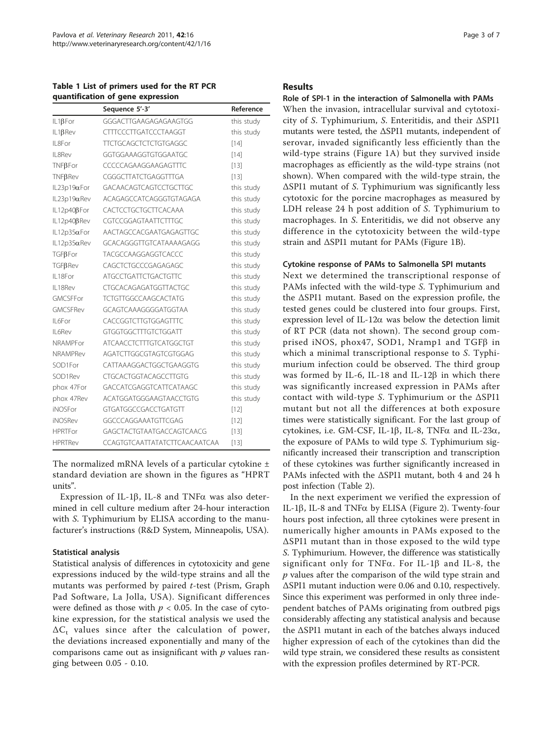**Table 1 List of primers used for the RT PCR quantification of gene expression**

| | Sequence 5'-3' | Reference |
|---|---|---|
| IL1βFor | GGGACTTGAAGAGAGAAGTGG | this study |
| IL1βRev | CTTTCCCTTGATCCCTAAGGT | this study |
| IL8For | TTCTGCAGCTCTCTGTGAGGC | [14] |
| IL8Rev | GGTGGAAAGGTGTGGAATGC | [14] |
| TNFβFor | CCCCCAGAAGGAAGAGTTTC | [13] |
| TNFβRev | CGGGCTTATCTGAGGTTTGA | [13] |
| IL23p19αFor | GACAACAGTCAGTCCTGCTTGC | this study |
| IL23p19αRev | ACAGAGCCATCAGGGTGTAGAGA | this study |
| IL12p40βFor | CACTCCTGCTGCTTCACAAA | this study |
| IL12p40βRev | CGTCCGGAGTAATTCTTTGC | this study |
| IL12p35αFor | AACTAGCCACGAATGAGAGTTGC | this study |
| IL12p35αRev | GCACAGGGTTGTCATAAAAGAGG | this study |
| TGFβFor | TACGCCAAGGAGGTCACCC | this study |
| TGFβRev | CAGCTCTGCCCGAGAGAGC | this study |
| IL18For | ATGCCTGATTCTGACTGTTC | this study |
| IL18Rev | CTGCACAGAGATGGTTACTGC | this study |
| GMCSFFor | TCTGTTGGCCAAGCACTATG | this study |
| GMCSFRev | GCAGTCAAAGGGGATGGTAA | this study |
| IL6For | CACCGGTCTTGTGGAGTTTC | this study |
| IL6Rev | GTGGTGGCTTTGTCTGGATT | this study |
| NRAMPFor | ATCAACCTCTTTGTCATGGCTGT | this study |
| NRAMPRev | AGATCTTGGCGTAGTCGTGGAG | this study |
| SOD1For | CATTAAAGGACTGGCTGAAGGTG | this study |
| SOD1Rev | CTGCACTGGTACAGCCTTGTG | this study |
| phox 47For | GACCATCGAGGTCATTCATAAGC | this study |
| phox 47Rev | ACATGGATGGGAAGTAACCTGTG | this study |
| iNOSFor | GTGATGGCCGACCTGATGTT | [12] |
| iNOSRev | GGCCCAGGAAATGTTCGAG | [12] |
| HPRTFor | GAGCTACTGTAATGACCAGTCAACG | [13] |
| HPRTRev | CCAGTGTCAATTATATCTTCAACAATCAA | [13] |

The normalized mRNA levels of a particular cytokine ± standard deviation are shown in the figures as "HPRT units".

Expression of IL-1β, IL-8 and TNFα was also determined in cell culture medium after 24-hour interaction with *S.* Typhimurium by ELISA according to the manufacturer's instructions (R&D System, Minneapolis, USA).

### Statistical analysis

Statistical analysis of differences in cytotoxicity and gene expressions induced by the wild-type strains and all the mutants was performed by paired *t*-test (Prism, Graph Pad Software, La Jolla, USA). Significant differences were defined as those with $p < 0.05$. In the case of cytokine expression, for the statistical analysis we used the $\Delta C_t$ values since after the calculation of power, the deviations increased exponentially and many of the comparisons came out as insignificant with $p$ values ranging between 0.05 - 0.10.

## Results

### Role of SPI-1 in the interaction of Salmonella with PAMs

When the invasion, intracellular survival and cytotoxicity of *S.* Typhimurium, *S.* Enteritidis, and their ΔSPI1 mutants were tested, the ΔSPI1 mutants, independent of serovar, invaded significantly less efficiently than the wild-type strains (Figure 1A) but they survived inside macrophages as efficiently as the wild-type strains (not shown). When compared with the wild-type strain, the ΔSPI1 mutant of *S.* Typhimurium was significantly less cytotoxic for the porcine macrophages as measured by LDH release 24 h post addition of *S.* Typhimurium to macrophages. In *S.* Enteritidis, we did not observe any difference in the cytotoxicity between the wild-type strain and ΔSPI1 mutant for PAMs (Figure 1B).

### Cytokine response of PAMs to Salmonella SPI mutants

Next we determined the transcriptional response of PAMs infected with the wild-type *S.* Typhimurium and the ΔSPI1 mutant. Based on the expression profile, the tested genes could be clustered into four groups. First, expression level of IL-12α was below the detection limit of RT PCR (data not shown). The second group comprised iNOS, phox47, SOD1, Nramp1 and TGFβ in which a minimal transcriptional response to *S.* Typhimurium infection could be observed. The third group was formed by IL-6, IL-18 and IL-12β in which there was significantly increased expression in PAMs after contact with wild-type *S.* Typhimurium or the ΔSPI1 mutant but not all the differences at both exposure times were statistically significant. For the last group of cytokines, i.e. GM-CSF, IL-1β, IL-8, TNFα and IL-23α, the exposure of PAMs to wild type *S.* Typhimurium significantly increased their transcription and transcription of these cytokines was further significantly increased in PAMs infected with the ΔSPI1 mutant, both 4 and 24 h post infection (Table 2).

In the next experiment we verified the expression of IL-1β, IL-8 and TNFα by ELISA (Figure 2). Twenty-four hours post infection, all three cytokines were present in numerically higher amounts in PAMs exposed to the ΔSPI1 mutant than in those exposed to the wild type *S.* Typhimurium. However, the difference was statistically significant only for TNFα. For IL-1β and IL-8, the $p$ values after the comparison of the wild type strain and ΔSPI1 mutant induction were 0.06 and 0.10, respectively. Since this experiment was performed in only three independent batches of PAMs originating from outbred pigs considerably affecting any statistical analysis and because the ΔSPI1 mutant in each of the batches always induced higher expression of each of the cytokines than did the wild type strain, we considered these results as consistent with the expression profiles determined by RT-PCR.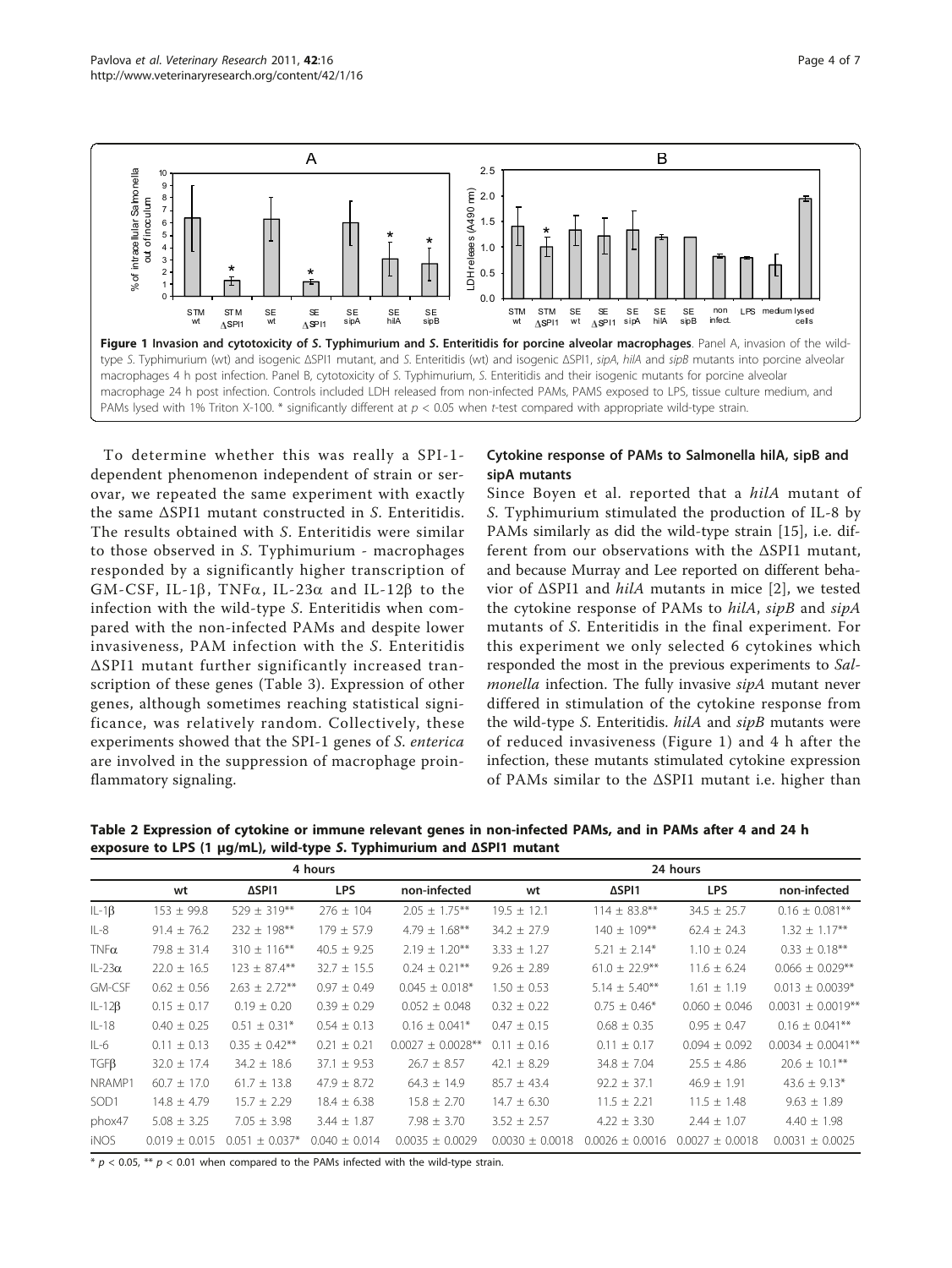**Figure 1 Invasion and cytotoxicity of *S.* Typhimurium and *S.* Enteritidis for porcine alveolar macrophages**. Panel A, invasion of the wild-type *S.* Typhimurium (wt) and isogenic ΔSPI1 mutant, and *S.* Enteritidis (wt) and isogenic ΔSPI1, *sipA*, *hilA* and *sipB* mutants into porcine alveolar macrophages 4 h post infection. Panel B, cytotoxicity of *S.* Typhimurium, *S.* Enteritidis and their isogenic mutants for porcine alveolar macrophage 24 h post infection. Controls included LDH released from non-infected PAMs, PAMS exposed to LPS, tissue culture medium, and PAMs lysed with 1% Triton X-100. * significantly different at $p < 0.05$ when *t*-test compared with appropriate wild-type strain.

To determine whether this was really a SPI-1-dependent phenomenon independent of strain or serovar, we repeated the same experiment with exactly the same ΔSPI1 mutant constructed in *S.* Enteritidis. The results obtained with *S.* Enteritidis were similar to those observed in *S.* Typhimurium - macrophages responded by a significantly higher transcription of GM-CSF, IL-1β, TNFα, IL-23α and IL-12β to the infection with the wild-type *S.* Enteritidis when compared with the non-infected PAMs and despite lower invasiveness, PAM infection with the *S.* Enteritidis ΔSPI1 mutant further significantly increased transcription of these genes (Table 3). Expression of other genes, although sometimes reaching statistical significance, was relatively random. Collectively, these experiments showed that the SPI-1 genes of *S. enterica* are involved in the suppression of macrophage proinflammatory signaling.

### Cytokine response of PAMs to Salmonella hilA, sipB and sipA mutants

Since Boyen et al. reported that a *hilA* mutant of *S.* Typhimurium stimulated the production of IL-8 by PAMs similarly as did the wild-type strain [15], i.e. different from our observations with the ΔSPI1 mutant, and because Murray and Lee reported on different behavior of ΔSPI1 and *hilA* mutants in mice [2], we tested the cytokine response of PAMs to *hilA*, *sipB* and *sipA* mutants of *S.* Enteritidis in the final experiment. For this experiment we only selected 6 cytokines which responded the most in the previous experiments to *Salmonella* infection. The fully invasive *sipA* mutant never differed in stimulation of the cytokine response from the wild-type *S.* Enteritidis. *hilA* and *sipB* mutants were of reduced invasiveness (Figure 1) and 4 h after the infection, these mutants stimulated cytokine expression of PAMs similar to the ΔSPI1 mutant i.e. higher than

**Table 2 Expression of cytokine or immune relevant genes in non-infected PAMs, and in PAMs after 4 and 24 h exposure to LPS (1 μg/mL), wild-type *S.* Typhimurium and ΔSPI1 mutant**

| | 4 hours | | | | 24 hours | | | |
|---|---|---|---|---|---|---|---|---|
| | wt | ΔSPI1 | LPS | non-infected | wt | ΔSPI1 | LPS | non-infected |
| IL-1β | 153 ± 99.8 | 529 ± 319** | 276 ± 104 | 2.05 ± 1.75** | 19.5 ± 12.1 | 114 ± 83.8** | 34.5 ± 25.7 | 0.16 ± 0.081** |
| IL-8 | 91.4 ± 76.2 | 232 ± 198** | 179 ± 57.9 | 4.79 ± 1.68** | 34.2 ± 27.9 | 140 ± 109** | 62.4 ± 24.3 | 1.32 ± 1.17** |
| TNFα | 79.8 ± 31.4 | 310 ± 116** | 40.5 ± 9.25 | 2.19 ± 1.20** | 3.33 ± 1.27 | 5.21 ± 2.14* | 1.10 ± 0.24 | 0.33 ± 0.18** |
| IL-23α | 22.0 ± 16.5 | 123 ± 87.4** | 32.7 ± 15.5 | 0.24 ± 0.21** | 9.26 ± 2.89 | 61.0 ± 22.9** | 11.6 ± 6.24 | 0.066 ± 0.029** |
| GM-CSF | 0.62 ± 0.56 | 2.63 ± 2.72** | 0.97 ± 0.49 | 0.045 ± 0.018* | 1.50 ± 0.53 | 5.14 ± 5.40** | 1.61 ± 1.19 | 0.013 ± 0.0039* |
| IL-12β | 0.15 ± 0.17 | 0.19 ± 0.20 | 0.39 ± 0.29 | 0.052 ± 0.048 | 0.32 ± 0.22 | 0.75 ± 0.46* | 0.060 ± 0.046 | 0.0031 ± 0.0019** |
| IL-18 | 0.40 ± 0.25 | 0.51 ± 0.31* | 0.54 ± 0.13 | 0.16 ± 0.041* | 0.47 ± 0.15 | 0.68 ± 0.35 | 0.95 ± 0.47 | 0.16 ± 0.041** |
| IL-6 | 0.11 ± 0.13 | 0.35 ± 0.42** | 0.21 ± 0.21 | 0.0027 ± 0.0028** | 0.11 ± 0.16 | 0.11 ± 0.17 | 0.094 ± 0.092 | 0.0034 ± 0.0041** |
| TGFβ | 32.0 ± 17.4 | 34.2 ± 18.6 | 37.1 ± 9.53 | 26.7 ± 8.57 | 42.1 ± 8.29 | 34.8 ± 7.04 | 25.5 ± 4.86 | 20.6 ± 10.1** |
| NRAMP1 | 60.7 ± 17.0 | 61.7 ± 13.8 | 47.9 ± 8.72 | 64.3 ± 14.9 | 85.7 ± 43.4 | 92.2 ± 37.1 | 46.9 ± 1.91 | 43.6 ± 9.13* |
| SOD1 | 14.8 ± 4.79 | 15.7 ± 2.29 | 18.4 ± 6.38 | 15.8 ± 2.70 | 14.7 ± 6.30 | 11.5 ± 2.21 | 11.5 ± 1.48 | 9.63 ± 1.89 |
| phox47 | 5.08 ± 3.25 | 7.05 ± 3.98 | 3.44 ± 1.87 | 7.98 ± 3.70 | 3.52 ± 2.57 | 4.22 ± 3.30 | 2.44 ± 1.07 | 4.40 ± 1.98 |
| iNOS | 0.019 ± 0.015 | 0.051 ± 0.037* | 0.040 ± 0.014 | 0.0035 ± 0.0029 | 0.0030 ± 0.0018 | 0.0026 ± 0.0016 | 0.0027 ± 0.0018 | 0.0031 ± 0.0025 |

* $p < 0.05$, ** $p < 0.01$ when compared to the PAMs infected with the wild-type strain.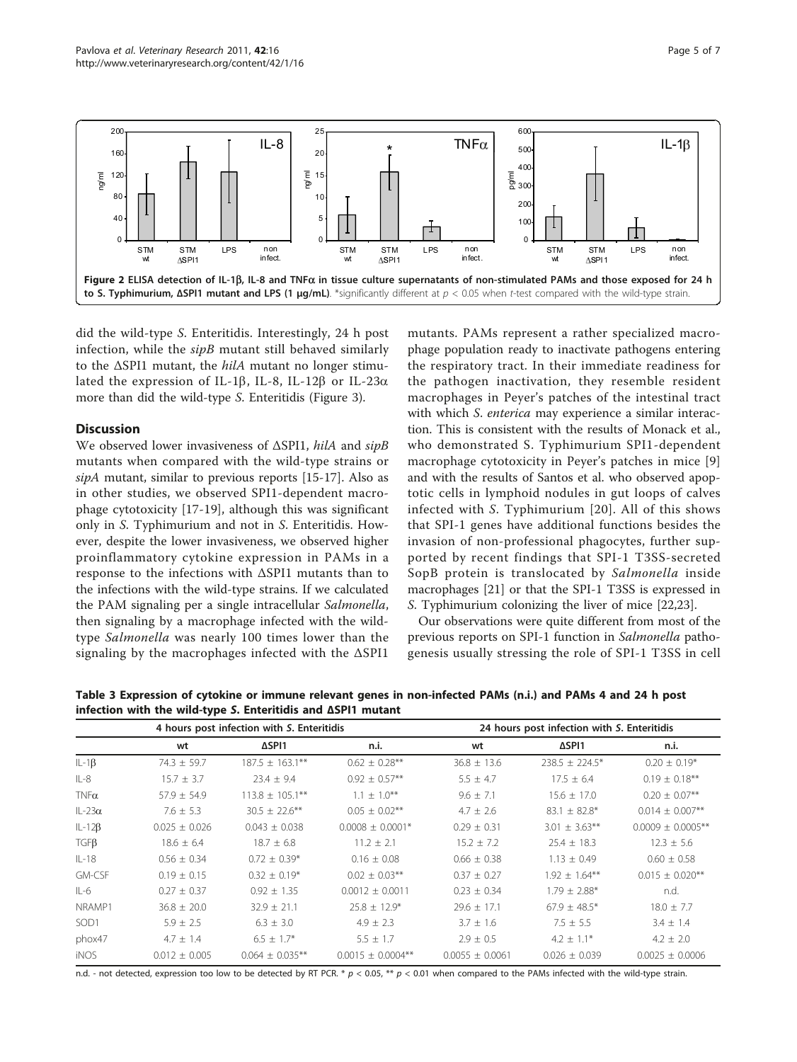Figure 2 ELISA detection of IL-1β, IL-8 and TNFα in tissue culture supernatants of non-stimulated PAMs and those exposed for 24 h to S. Typhimurium, ΔSPI1 mutant and LPS (1 μg/mL). *significantly different at $p < 0.05$ when *t*-test compared with the wild-type strain.

did the wild-type S. Enteritidis. Interestingly, 24 h post infection, while the *sipB* mutant still behaved similarly to the ΔSPI1 mutant, the *hilA* mutant no longer stimulated the expression of IL-1β, IL-8, IL-12β or IL-23α more than did the wild-type S. Enteritidis (Figure 3).

## Discussion

We observed lower invasiveness of ΔSPI1, *hilA* and *sipB* mutants when compared with the wild-type strains or *sipA* mutant, similar to previous reports [15-17]. Also as in other studies, we observed SPI1-dependent macrophage cytotoxicity [17-19], although this was significant only in S. Typhimurium and not in S. Enteritidis. However, despite the lower invasiveness, we observed higher proinflammatory cytokine expression in PAMs in a response to the infections with ΔSPI1 mutants than to the infections with the wild-type strains. If we calculated the PAM signaling per a single intracellular *Salmonella*, then signaling by a macrophage infected with the wild-type *Salmonella* was nearly 100 times lower than the signaling by the macrophages infected with the ΔSPI1 mutants. PAMs represent a rather specialized macrophage population ready to inactivate pathogens entering the respiratory tract. In their immediate readiness for the pathogen inactivation, they resemble resident macrophages in Peyer's patches of the intestinal tract with which *S. enterica* may experience a similar interaction. This is consistent with the results of Monack et al., who demonstrated S. Typhimurium SPI1-dependent macrophage cytotoxicity in Peyer's patches in mice [9] and with the results of Santos et al. who observed apoptotic cells in lymphoid nodules in gut loops of calves infected with S. Typhimurium [20]. All of this shows that SPI-1 genes have additional functions besides the invasion of non-professional phagocytes, further supported by recent findings that SPI-1 T3SS-secreted SopB protein is translocated by *Salmonella* inside macrophages [21] or that the SPI-1 T3SS is expressed in S. Typhimurium colonizing the liver of mice [22,23].

Our observations were quite different from most of the previous reports on SPI-1 function in *Salmonella* pathogenesis usually stressing the role of SPI-1 T3SS in cell

**Table 3 Expression of cytokine or immune relevant genes in non-infected PAMs (n.i.) and PAMs 4 and 24 h post infection with the wild-type S. Enteritidis and ΔSPI1 mutant**

| | 4 hours post infection with S. Enteritidis | | | 24 hours post infection with S. Enteritidis | | |
|---|---|---|---|---|---|---|
| | wt | ΔSPI1 | n.i. | wt | ΔSPI1 | n.i. |
| IL-1β | 74.3 ± 59.7 | 187.5 ± 163.1** | 0.62 ± 0.28** | 36.8 ± 13.6 | 238.5 ± 224.5* | 0.20 ± 0.19* |
| IL-8 | 15.7 ± 3.7 | 23.4 ± 9.4 | 0.92 ± 0.57** | 5.5 ± 4.7 | 17.5 ± 6.4 | 0.19 ± 0.18** |
| TNFα | 57.9 ± 54.9 | 113.8 ± 105.1** | 1.1 ± 1.0** | 9.6 ± 7.1 | 15.6 ± 17.0 | 0.20 ± 0.07** |
| IL-23α | 7.6 ± 5.3 | 30.5 ± 22.6** | 0.05 ± 0.02** | 4.7 ± 2.6 | 83.1 ± 82.8* | 0.014 ± 0.007** |
| IL-12β | 0.025 ± 0.026 | 0.043 ± 0.038 | 0.0008 ± 0.0001* | 0.29 ± 0.31 | 3.01 ± 3.63** | 0.0009 ± 0.0005** |
| TGFβ | 18.6 ± 6.4 | 18.7 ± 6.8 | 11.2 ± 2.1 | 15.2 ± 7.2 | 25.4 ± 18.3 | 12.3 ± 5.6 |
| IL-18 | 0.56 ± 0.34 | 0.72 ± 0.39* | 0.16 ± 0.08 | 0.66 ± 0.38 | 1.13 ± 0.49 | 0.60 ± 0.58 |
| GM-CSF | 0.19 ± 0.15 | 0.32 ± 0.19* | 0.02 ± 0.03** | 0.37 ± 0.27 | 1.92 ± 1.64** | 0.015 ± 0.020** |
| IL-6 | 0.27 ± 0.37 | 0.92 ± 1.35 | 0.0012 ± 0.0011 | 0.23 ± 0.34 | 1.79 ± 2.88* | n.d. |
| NRAMP1 | 36.8 ± 20.0 | 32.9 ± 21.1 | 25.8 ± 12.9* | 29.6 ± 17.1 | 67.9 ± 48.5* | 18.0 ± 7.7 |
| SOD1 | 5.9 ± 2.5 | 6.3 ± 3.0 | 4.9 ± 2.3 | 3.7 ± 1.6 | 7.5 ± 5.5 | 3.4 ± 1.4 |
| phox47 | 4.7 ± 1.4 | 6.5 ± 1.7* | 5.5 ± 1.7 | 2.9 ± 0.5 | 4.2 ± 1.1* | 4.2 ± 2.0 |
| iNOS | 0.012 ± 0.005 | 0.064 ± 0.035** | 0.0015 ± 0.0004** | 0.0055 ± 0.0061 | 0.026 ± 0.039 | 0.0025 ± 0.0006 |

n.d. - not detected, expression too low to be detected by RT PCR. * $p < 0.05$, ** $p < 0.01$ when compared to the PAMs infected with the wild-type strain.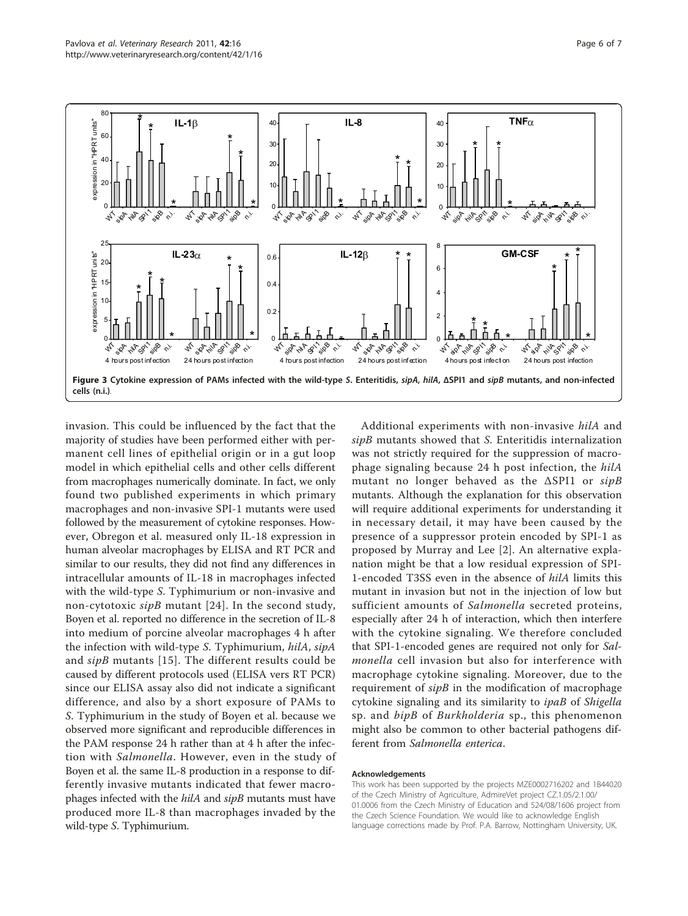Figure 3 Cytokine expression of PAMs infected with the wild-type S. Enteritidis, sipA, hilA, ΔSPI1 and sipB mutants, and non-infected cells (n.i.).

invasion. This could be influenced by the fact that the majority of studies have been performed either with permanent cell lines of epithelial origin or in a gut loop model in which epithelial cells and other cells different from macrophages numerically dominate. In fact, we only found two published experiments in which primary macrophages and non-invasive SPI-1 mutants were used followed by the measurement of cytokine responses. However, Obregon et al. measured only IL-18 expression in human alveolar macrophages by ELISA and RT PCR and similar to our results, they did not find any differences in intracellular amounts of IL-18 in macrophages infected with the wild-type *S.* Typhimurium or non-invasive and non-cytotoxic *sipB* mutant [24]. In the second study, Boyen et al. reported no difference in the secretion of IL-8 into medium of porcine alveolar macrophages 4 h after the infection with wild-type *S.* Typhimurium, *hilA*, *sipA* and *sipB* mutants [15]. The different results could be caused by different protocols used (ELISA vers RT PCR) since our ELISA assay also did not indicate a significant difference, and also by a short exposure of PAMs to *S.* Typhimurium in the study of Boyen et al. because we observed more significant and reproducible differences in the PAM response 24 h rather than at 4 h after the infection with *Salmonella*. However, even in the study of Boyen et al. the same IL-8 production in a response to differently invasive mutants indicated that fewer macrophages infected with the *hilA* and *sipB* mutants must have produced more IL-8 than macrophages invaded by the wild-type *S.* Typhimurium.

Additional experiments with non-invasive *hilA* and *sipB* mutants showed that *S.* Enteritidis internalization was not strictly required for the suppression of macrophage signaling because 24 h post infection, the *hilA* mutant no longer behaved as the ΔSPI1 or *sipB* mutants. Although the explanation for this observation will require additional experiments for understanding it in necessary detail, it may have been caused by the presence of a suppressor protein encoded by SPI-1 as proposed by Murray and Lee [2]. An alternative explanation might be that a low residual expression of SPI-1-encoded T3SS even in the absence of *hilA* limits this mutant in invasion but not in the injection of low but sufficient amounts of *Salmonella* secreted proteins, especially after 24 h of interaction, which then interfere with the cytokine signaling. We therefore concluded that SPI-1-encoded genes are required not only for *Salmonella* cell invasion but also for interference with macrophage cytokine signaling. Moreover, due to the requirement of *sipB* in the modification of macrophage cytokine signaling and its similarity to *ipaB* of *Shigella* sp. and *bipB* of *Burkholderia* sp., this phenomenon might also be common to other bacterial pathogens different from *Salmonella enterica*.

## Acknowledgements

This work has been supported by the projects MZE0002716202 and 1B44020 of the Czech Ministry of Agriculture, AdmireVet project CZ.1.05/2.1.00/01.0006 from the Czech Ministry of Education and 524/08/1606 project from the Czech Science Foundation. We would like to acknowledge English language corrections made by Prof. P.A. Barrow, Nottingham University, UK.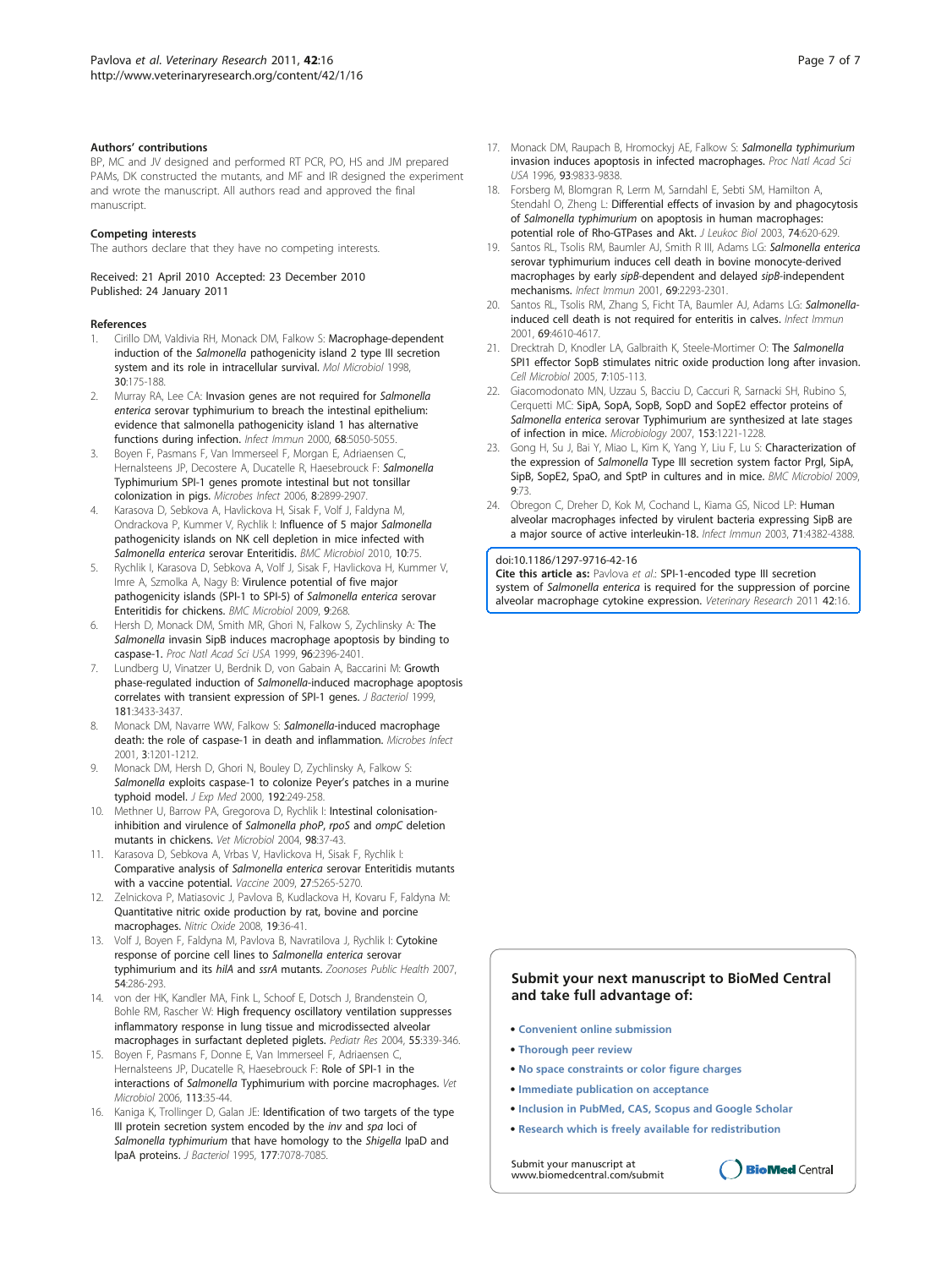### Authors' contributions

BP, MC and JV designed and performed RT PCR, PO, HS and JM prepared PAMs, DK constructed the mutants, and MF and IR designed the experiment and wrote the manuscript. All authors read and approved the final manuscript.

### Competing interests

The authors declare that they have no competing interests.

Received: 21 April 2010 Accepted: 23 December 2010
Published: 24 January 2011

### References

1. Cirillo DM, Valdivia RH, Monack DM, Falkow S: **Macrophage-dependent induction of the *Salmonella* pathogenicity island 2 type III secretion system and its role in intracellular survival.** *Mol Microbiol* 1998, **30**:175-188.
2. Murray RA, Lee CA: **Invasion genes are not required for *Salmonella enterica* serovar typhimurium to breach the intestinal epithelium: evidence that salmonella pathogenicity island 1 has alternative functions during infection.** *Infect Immun* 2000, **68**:5050-5055.
3. Boyen F, Pasmans F, Van Immerseel F, Morgan E, Adriaensen C, Hernalsteens JP, Decostere A, Ducatelle R, Haesebrouck F: ***Salmonella* Typhimurium SPI-1 genes promote intestinal but not tonsillar colonization in pigs.** *Microbes Infect* 2006, **8**:2899-2907.
4. Karasova D, Sebkova A, Havlickova H, Sisak F, Volf J, Faldyna M, Ondrackova P, Kummer V, Rychlik I: **Influence of 5 major *Salmonella* pathogenicity islands on NK cell depletion in mice infected with *Salmonella enterica* serovar Enteritidis.** *BMC Microbiol* 2010, **10**:75.
5. Rychlik I, Karasova D, Sebkova A, Volf J, Sisak F, Havlickova H, Kummer V, Imre A, Szmolka A, Nagy B: **Virulence potential of five major pathogenicity islands (SPI-1 to SPI-5) of *Salmonella enterica* serovar Enteritidis for chickens.** *BMC Microbiol* 2009, **9**:268.
6. Hersh D, Monack DM, Smith MR, Ghori N, Falkow S, Zychlinsky A: **The *Salmonella* invasin SipB induces macrophage apoptosis by binding to caspase-1.** *Proc Natl Acad Sci USA* 1999, **96**:2396-2401.
7. Lundberg U, Vinatzer U, Berdnik D, von Gabain A, Baccarini M: **Growth phase-regulated induction of *Salmonella*-induced macrophage apoptosis correlates with transient expression of SPI-1 genes.** *J Bacteriol* 1999, **181**:3433-3437.
8. Monack DM, Navarre WW, Falkow S: ***Salmonella*-induced macrophage death: the role of caspase-1 in death and inflammation.** *Microbes Infect* 2001, **3**:1201-1212.
9. Monack DM, Hersh D, Ghori N, Bouley D, Zychlinsky A, Falkow S: ***Salmonella* exploits caspase-1 to colonize Peyer's patches in a murine typhoid model.** *J Exp Med* 2000, **192**:249-258.
10. Methner U, Barrow PA, Gregorova D, Rychlik I: **Intestinal colonisation-inhibition and virulence of *Salmonella phoP*, *rpoS* and *ompC* deletion mutants in chickens.** *Vet Microbiol* 2004, **98**:37-43.
11. Karasova D, Sebkova A, Vrbas V, Havlickova H, Sisak F, Rychlik I: **Comparative analysis of *Salmonella enterica* serovar Enteritidis mutants with a vaccine potential.** *Vaccine* 2009, **27**:5265-5270.
12. Zelnickova P, Matiasovic J, Pavlova B, Kudlackova H, Kovaru F, Faldyna M: **Quantitative nitric oxide production by rat, bovine and porcine macrophages.** *Nitric Oxide* 2008, **19**:36-41.
13. Volf J, Boyen F, Faldyna M, Pavlova B, Navratilova J, Rychlik I: **Cytokine response of porcine cell lines to *Salmonella enterica* serovar typhimurium and its *hilA* and *ssrA* mutants.** *Zoonoses Public Health* 2007, **54**:286-293.
14. von der HK, Kandler MA, Fink L, Schoof E, Dotsch J, Brandenstein O, Bohle RM, Rascher W: **High frequency oscillatory ventilation suppresses inflammatory response in lung tissue and microdissected alveolar macrophages in surfactant depleted piglets.** *Pediatr Res* 2004, **55**:339-346.
15. Boyen F, Pasmans F, Donne E, Van Immerseel F, Adriaensen C, Hernalsteens JP, Ducatelle R, Haesebrouck F: **Role of SPI-1 in the interactions of *Salmonella* Typhimurium with porcine macrophages.** *Vet Microbiol* 2006, **113**:35-44.
16. Kaniga K, Trollinger D, Galan JE: **Identification of two targets of the type III protein secretion system encoded by the *inv* and *spa* loci of *Salmonella typhimurium* that have homology to the *Shigella* IpaD and IpaA proteins.** *J Bacteriol* 1995, **177**:7078-7085.
17. Monack DM, Raupach B, Hromockyj AE, Falkow S: ***Salmonella typhimurium* invasion induces apoptosis in infected macrophages.** *Proc Natl Acad Sci USA* 1996, **93**:9833-9838.
18. Forsberg M, Blomgran R, Lerm M, Sarndahl E, Sebti SM, Hamilton A, Stendahl O, Zheng L: **Differential effects of invasion by and phagocytosis of *Salmonella typhimurium* on apoptosis in human macrophages: potential role of Rho-GTPases and Akt.** *J Leukoc Biol* 2003, **74**:620-629.
19. Santos RL, Tsolis RM, Baumler AJ, Smith R III, Adams LG: ***Salmonella enterica* serovar typhimurium induces cell death in bovine monocyte-derived macrophages by early *sipB*-dependent and delayed *sipB*-independent mechanisms.** *Infect Immun* 2001, **69**:2293-2301.
20. Santos RL, Tsolis RM, Zhang S, Ficht TA, Baumler AJ, Adams LG: ***Salmonella*-induced cell death is not required for enteritis in calves.** *Infect Immun* 2001, **69**:4610-4617.
21. Drecktrah D, Knodler LA, Galbraith K, Steele-Mortimer O: **The *Salmonella* SPI1 effector SopB stimulates nitric oxide production long after invasion.** *Cell Microbiol* 2005, **7**:105-113.
22. Giacomodonato MN, Uzzau S, Bacciu D, Caccuri R, Sarnacki SH, Rubino S, Cerquetti MC: **SipA, SopA, SopB, SopD and SopE2 effector proteins of *Salmonella enterica* serovar Typhimurium are synthesized at late stages of infection in mice.** *Microbiology* 2007, **153**:1221-1228.
23. Gong H, Su J, Bai Y, Miao L, Kim K, Yang Y, Liu F, Lu S: **Characterization of the expression of *Salmonella* Type III secretion system factor PrgI, SipA, SipB, SopE2, SpaO, and SptP in cultures and in mice.** *BMC Microbiol* 2009, **9**:73.
24. Obregon C, Dreher D, Kok M, Cochand L, Kiama GS, Nicod LP: **Human alveolar macrophages infected by virulent bacteria expressing SipB are a major source of active interleukin-18.** *Infect Immun* 2003, **71**:4382-4388.

doi:10.1186/1297-9716-42-16

**Cite this article as:** Pavlova *et al.*: SPI-1-encoded type III secretion system of *Salmonella enterica* is required for the suppression of porcine alveolar macrophage cytokine expression. *Veterinary Research* 2011 **42**:16.

**Submit your next manuscript to BioMed Central and take full advantage of:**

- **Convenient online submission**
- **Thorough peer review**
- **No space constraints or color figure charges**
- **Immediate publication on acceptance**
- **Inclusion in PubMed, CAS, Scopus and Google Scholar**
- **Research which is freely available for redistribution**

Submit your manuscript at
www.biomedcentral.com/submit

BioMed Central